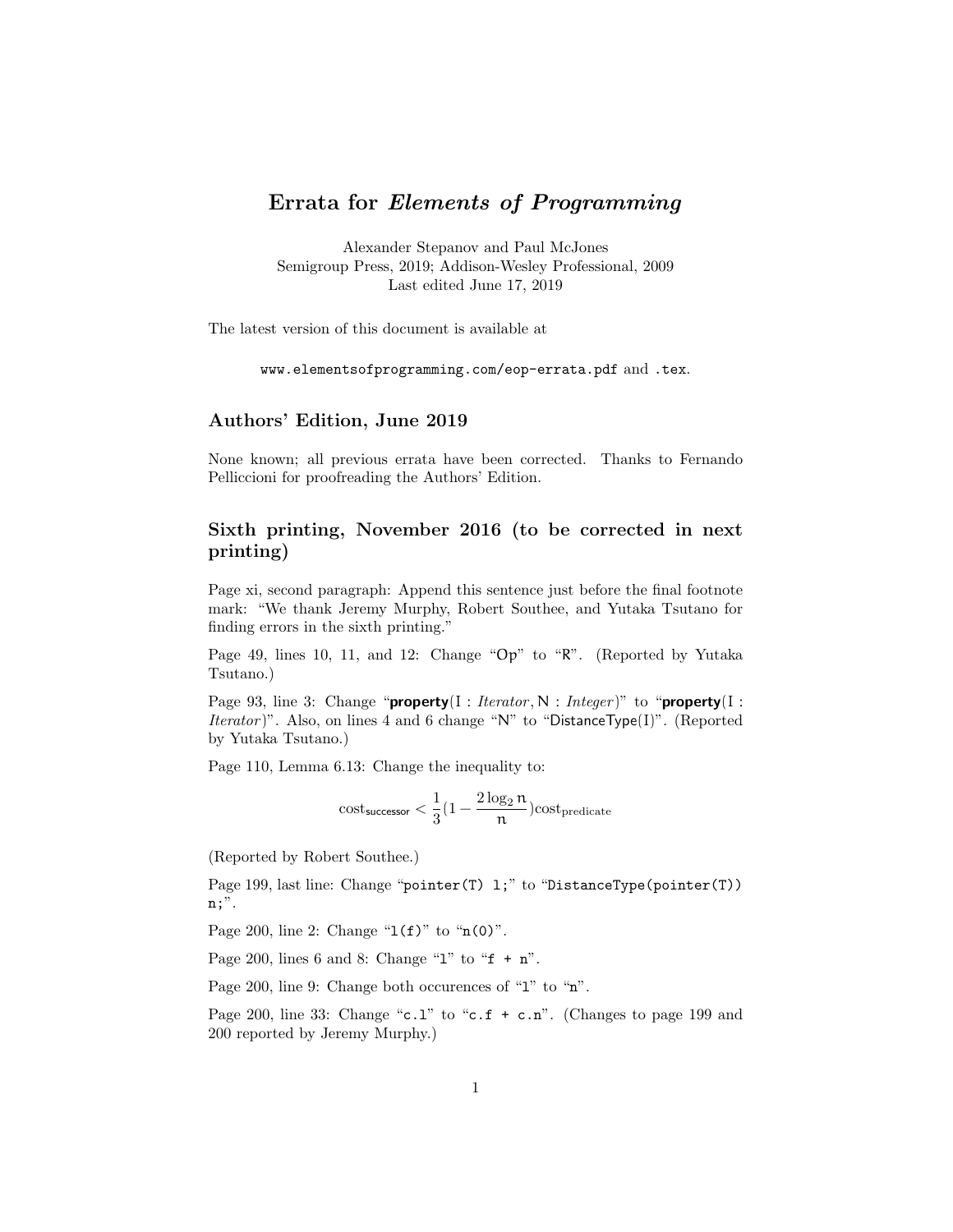# Errata for *Elements of Programming*

Alexander Stepanov and Paul McJones
Semigroup Press, 2019; Addison-Wesley Professional, 2009
Last edited June 17, 2019

The latest version of this document is available at

`www.elementsofprogramming.com/eop-errata.pdf` and `.tex`.

## Authors' Edition, June 2019

None known; all previous errata have been corrected. Thanks to Fernando Pelliccioni for proofreading the Authors' Edition.

## Sixth printing, November 2016 (to be corrected in next printing)

Page xi, second paragraph: Append this sentence just before the final footnote mark: "We thank Jeremy Murphy, Robert Southee, and Yutaka Tsutano for finding errors in the sixth printing."

Page 49, lines 10, 11, and 12: Change "Op" to "R". (Reported by Yutaka Tsutano.)

Page 93, line 3: Change "**property**(I : *Iterator*, N : *Integer*)" to "**property**(I : *Iterator*)". Also, on lines 4 and 6 change "N" to "DistanceType(I)". (Reported by Yutaka Tsutano.)

Page 110, Lemma 6.13: Change the inequality to:

$$\mathrm{cost}_{\mathsf{successor}} < \frac{1}{3}(1 - \frac{2\log_2 n}{n})\mathrm{cost}_{\mathrm{predicate}}$$

(Reported by Robert Southee.)

Page 199, last line: Change "`pointer(T) l;`" to "`DistanceType(pointer(T)) n;`".

Page 200, line 2: Change "`l(f)`" to "`n(0)`".

Page 200, lines 6 and 8: Change "`l`" to "`f + n`".

Page 200, line 9: Change both occurences of "`l`" to "`n`".

Page 200, line 33: Change "`c.l`" to "`c.f + c.n`". (Changes to page 199 and 200 reported by Jeremy Murphy.)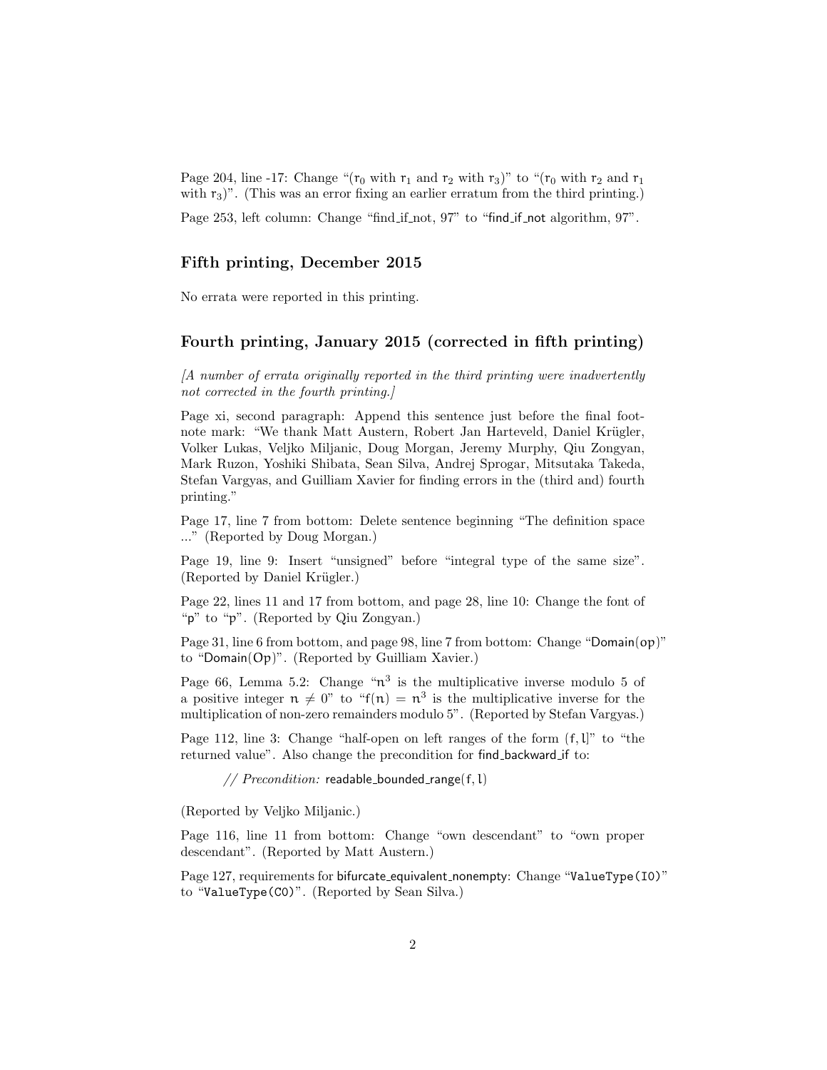Page 204, line -17: Change "($r_0$ with $r_1$ and $r_2$ with $r_3$)" to "($r_0$ with $r_2$ and $r_1$ with $r_3$)". (This was an error fixing an earlier erratum from the third printing.)

Page 253, left column: Change "find_if_not, 97" to "find_if_not algorithm, 97".

## Fifth printing, December 2015

No errata were reported in this printing.

## Fourth printing, January 2015 (corrected in fifth printing)

*[A number of errata originally reported in the third printing were inadvertently not corrected in the fourth printing.]*

Page xi, second paragraph: Append this sentence just before the final footnote mark: "We thank Matt Austern, Robert Jan Harteveld, Daniel Krügler, Volker Lukas, Veljko Miljanic, Doug Morgan, Jeremy Murphy, Qiu Zongyan, Mark Ruzon, Yoshiki Shibata, Sean Silva, Andrej Sprogar, Mitsutaka Takeda, Stefan Vargyas, and Guilliam Xavier for finding errors in the (third and) fourth printing."

Page 17, line 7 from bottom: Delete sentence beginning "The definition space ..." (Reported by Doug Morgan.)

Page 19, line 9: Insert "unsigned" before "integral type of the same size". (Reported by Daniel Krügler.)

Page 22, lines 11 and 17 from bottom, and page 28, line 10: Change the font of "p" to "$p$". (Reported by Qiu Zongyan.)

Page 31, line 6 from bottom, and page 98, line 7 from bottom: Change "Domain($op$)" to "Domain($Op$)". (Reported by Guilliam Xavier.)

Page 66, Lemma 5.2: Change "$n^3$ is the multiplicative inverse modulo 5 of a positive integer $n \neq 0$" to "$f(n) = n^3$ is the multiplicative inverse for the multiplication of non-zero remainders modulo 5". (Reported by Stefan Vargyas.)

Page 112, line 3: Change "half-open on left ranges of the form $(f, l]$" to "the returned value". Also change the precondition for find_backward_if to:

> *// Precondition:* readable_bounded_range($f, l$)

(Reported by Veljko Miljanic.)

Page 116, line 11 from bottom: Change "own descendant" to "own proper descendant". (Reported by Matt Austern.)

Page 127, requirements for bifurcate_equivalent_nonempty: Change "`ValueType(I0)`" to "`ValueType(C0)`". (Reported by Sean Silva.)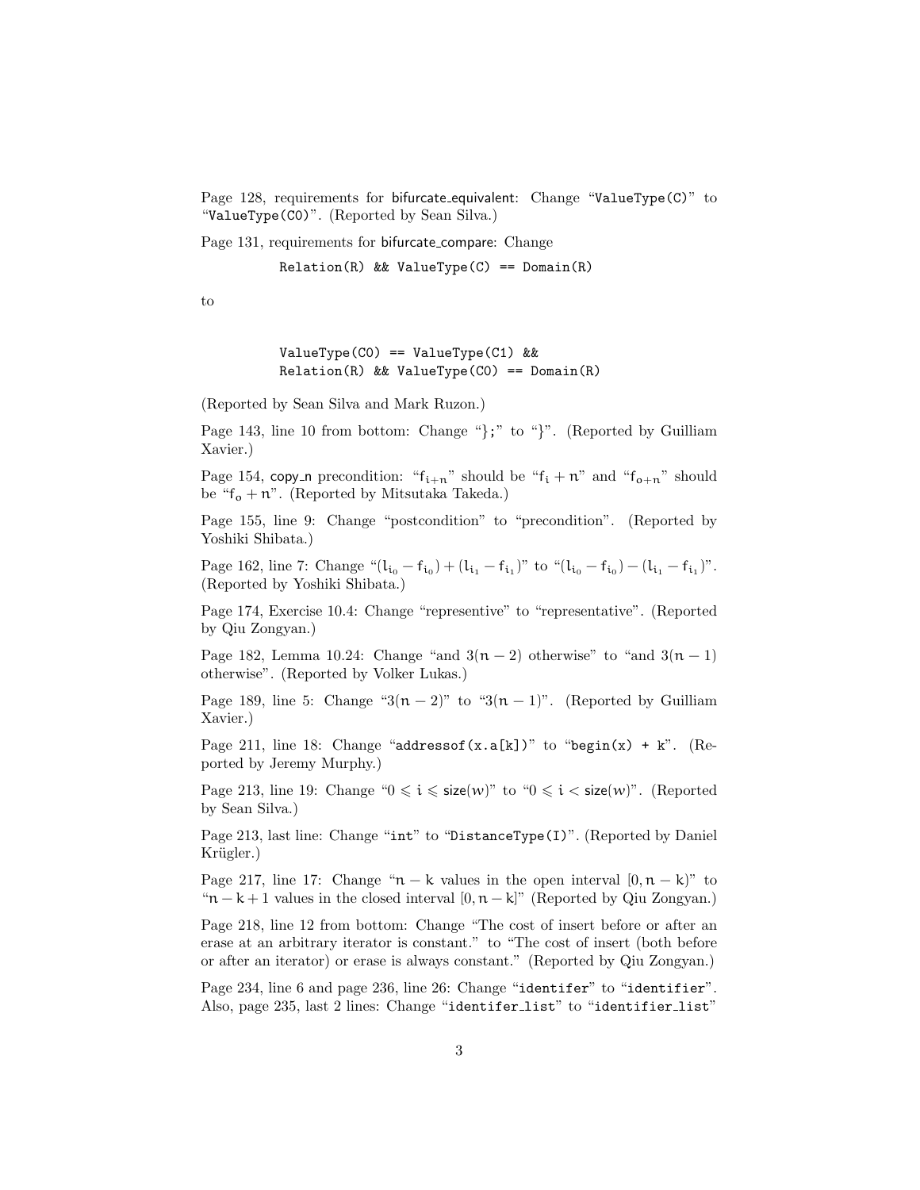Page 128, requirements for bifurcate_equivalent: Change "`ValueType(C)`" to "`ValueType(C0)`". (Reported by Sean Silva.)

Page 131, requirements for bifurcate_compare: Change

```
Relation(R) && ValueType(C) == Domain(R)
```

to

```
ValueType(C0) == ValueType(C1) &&
Relation(R) && ValueType(C0) == Domain(R)
```

(Reported by Sean Silva and Mark Ruzon.)

Page 143, line 10 from bottom: Change "`};`" to "`}`". (Reported by Guilliam Xavier.)

Page 154, copy_n precondition: "$f_{i+n}$" should be "$f_i + n$" and "$f_{o+n}$" should be "$f_o + n$". (Reported by Mitsutaka Takeda.)

Page 155, line 9: Change "postcondition" to "precondition". (Reported by Yoshiki Shibata.)

Page 162, line 7: Change "$(l_{i_0} - f_{i_0}) + (l_{i_1} - f_{i_1})$" to "$(l_{i_0} - f_{i_0}) - (l_{i_1} - f_{i_1})$". (Reported by Yoshiki Shibata.)

Page 174, Exercise 10.4: Change "representive" to "representative". (Reported by Qiu Zongyan.)

Page 182, Lemma 10.24: Change "and $3(n - 2)$ otherwise" to "and $3(n - 1)$ otherwise". (Reported by Volker Lukas.)

Page 189, line 5: Change "$3(n - 2)$" to "$3(n - 1)$". (Reported by Guilliam Xavier.)

Page 211, line 18: Change "`addressof(x.a[k])`" to "`begin(x) + k`". (Reported by Jeremy Murphy.)

Page 213, line 19: Change "$0 \leqslant i \leqslant \mathsf{size}(w)$" to "$0 \leqslant i < \mathsf{size}(w)$". (Reported by Sean Silva.)

Page 213, last line: Change "`int`" to "`DistanceType(I)`". (Reported by Daniel Krügler.)

Page 217, line 17: Change "$n - k$ values in the open interval $[0, n - k)$" to "$n - k + 1$ values in the closed interval $[0, n - k]$" (Reported by Qiu Zongyan.)

Page 218, line 12 from bottom: Change "The cost of insert before or after an erase at an arbitrary iterator is constant." to "The cost of insert (both before or after an iterator) or erase is always constant." (Reported by Qiu Zongyan.)

Page 234, line 6 and page 236, line 26: Change "`identifer`" to "`identifier`". Also, page 235, last 2 lines: Change "`identifer_list`" to "`identifier_list`"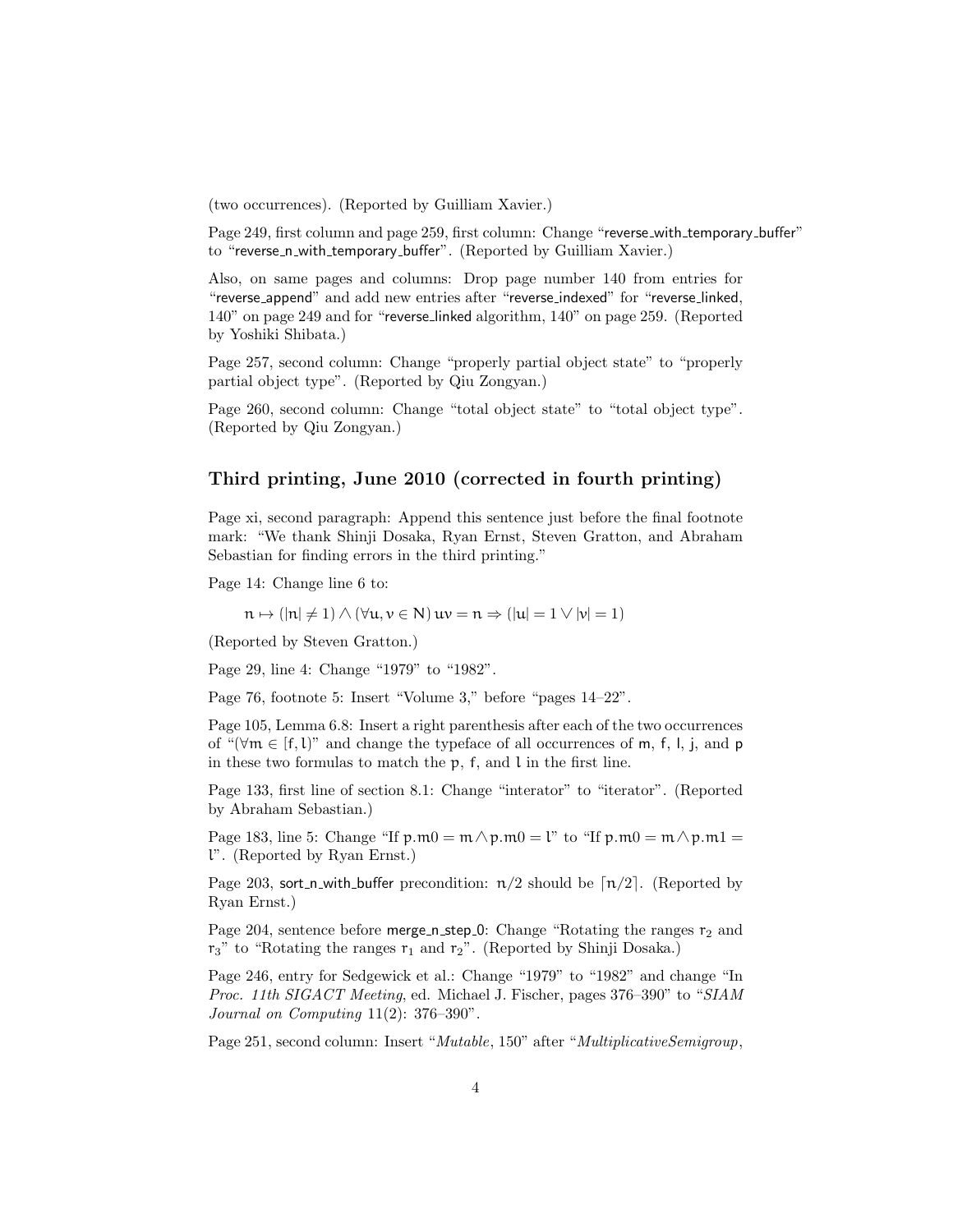(two occurrences). (Reported by Guilliam Xavier.)

Page 249, first column and page 259, first column: Change "reverse_with_temporary_buffer" to "reverse_n_with_temporary_buffer". (Reported by Guilliam Xavier.)

Also, on same pages and columns: Drop page number 140 from entries for "reverse_append" and add new entries after "reverse_indexed" for "reverse_linked, 140" on page 249 and for "reverse_linked algorithm, 140" on page 259. (Reported by Yoshiki Shibata.)

Page 257, second column: Change "properly partial object state" to "properly partial object type". (Reported by Qiu Zongyan.)

Page 260, second column: Change "total object state" to "total object type". (Reported by Qiu Zongyan.)

### Third printing, June 2010 (corrected in fourth printing)

Page xi, second paragraph: Append this sentence just before the final footnote mark: "We thank Shinji Dosaka, Ryan Ernst, Steven Gratton, and Abraham Sebastian for finding errors in the third printing."

Page 14: Change line 6 to:

$$n \mapsto (|n| \neq 1) \wedge (\forall u, v \in \mathsf{N})\, uv = n \Rightarrow (|u| = 1 \vee |v| = 1)$$

(Reported by Steven Gratton.)

Page 29, line 4: Change "1979" to "1982".

Page 76, footnote 5: Insert "Volume 3," before "pages 14–22".

Page 105, Lemma 6.8: Insert a right parenthesis after each of the two occurrences of "$(\forall m \in [f, l)$" and change the typeface of all occurrences of m, f, l, j, and p in these two formulas to match the $p$, $f$, and $l$ in the first line.

Page 133, first line of section 8.1: Change "interator" to "iterator". (Reported by Abraham Sebastian.)

Page 183, line 5: Change "If $p.m0 = m \wedge p.m0 = l$" to "If $p.m0 = m \wedge p.m1 = l$". (Reported by Ryan Ernst.)

Page 203, sort_n_with_buffer precondition: $n/2$ should be $\lceil n/2 \rceil$. (Reported by Ryan Ernst.)

Page 204, sentence before merge_n_step_0: Change "Rotating the ranges $r_2$ and $r_3$" to "Rotating the ranges $r_1$ and $r_2$". (Reported by Shinji Dosaka.)

Page 246, entry for Sedgewick et al.: Change "1979" to "1982" and change "In *Proc. 11th SIGACT Meeting*, ed. Michael J. Fischer, pages 376–390" to "*SIAM Journal on Computing* 11(2): 376–390".

Page 251, second column: Insert "*Mutable*, 150" after "*MultiplicativeSemigroup*,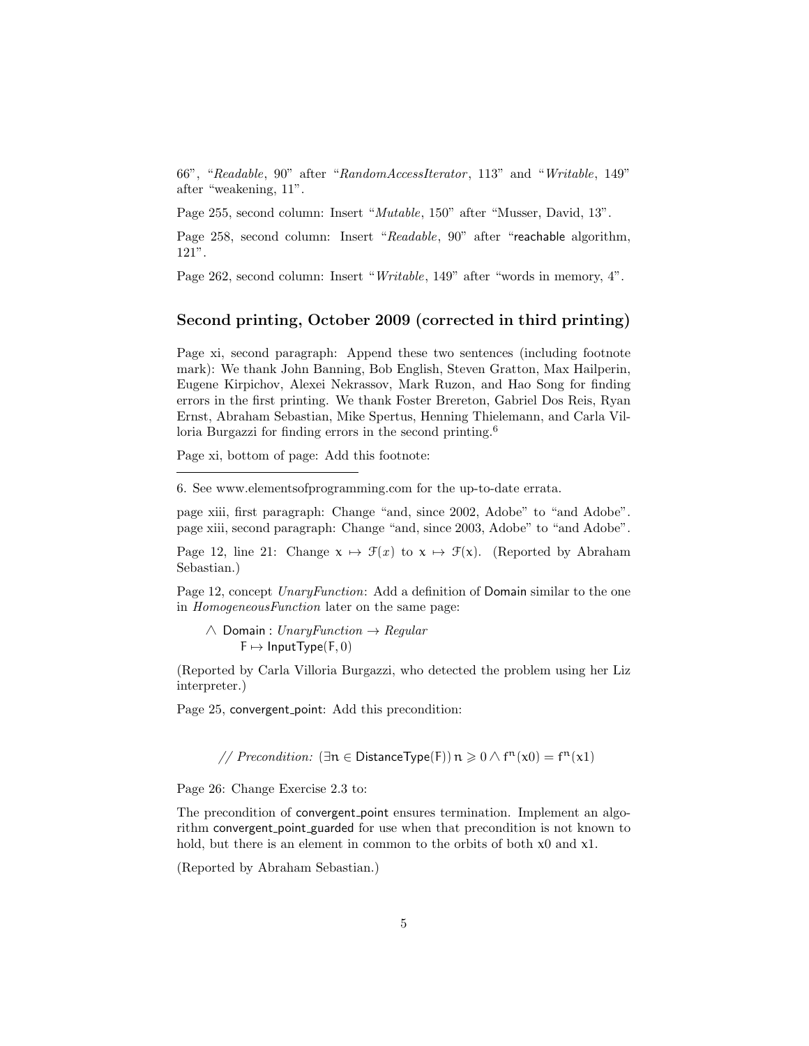66", "*Readable*, 90" after "*RandomAccessIterator*, 113" and "*Writable*, 149" after "weakening, 11".

Page 255, second column: Insert "*Mutable*, 150" after "Musser, David, 13".

Page 258, second column: Insert "*Readable*, 90" after "reachable algorithm, 121".

Page 262, second column: Insert "*Writable*, 149" after "words in memory, 4".

## Second printing, October 2009 (corrected in third printing)

Page xi, second paragraph: Append these two sentences (including footnote mark): We thank John Banning, Bob English, Steven Gratton, Max Hailperin, Eugene Kirpichov, Alexei Nekrassov, Mark Ruzon, and Hao Song for finding errors in the first printing. We thank Foster Brereton, Gabriel Dos Reis, Ryan Ernst, Abraham Sebastian, Mike Spertus, Henning Thielemann, and Carla Villoria Burgazzi for finding errors in the second printing.[6]

Page xi, bottom of page: Add this footnote:

6. See www.elementsofprogramming.com for the up-to-date errata.

page xiii, first paragraph: Change "and, since 2002, Adobe" to "and Adobe".
page xiii, second paragraph: Change "and, since 2003, Adobe" to "and Adobe".

Page 12, line 21: Change $x \mapsto \mathcal{F}(x)$ to $\mathsf{x} \mapsto \mathcal{F}(\mathsf{x})$. (Reported by Abraham Sebastian.)

Page 12, concept *UnaryFunction*: Add a definition of Domain similar to the one in *HomogeneousFunction* later on the same page:

$\wedge$ Domain : *UnaryFunction* $\rightarrow$ *Regular*
  $\mathsf{F} \mapsto \mathsf{InputType}(\mathsf{F}, 0)$

(Reported by Carla Villoria Burgazzi, who detected the problem using her Liz interpreter.)

Page 25, convergent_point: Add this precondition:

// *Precondition:* $(\exists n \in \mathsf{DistanceType}(\mathsf{F}))\, n \geqslant 0 \wedge f^n(x0) = f^n(x1)$

Page 26: Change Exercise 2.3 to:

The precondition of convergent_point ensures termination. Implement an algorithm convergent_point_guarded for use when that precondition is not known to hold, but there is an element in common to the orbits of both x0 and x1.

(Reported by Abraham Sebastian.)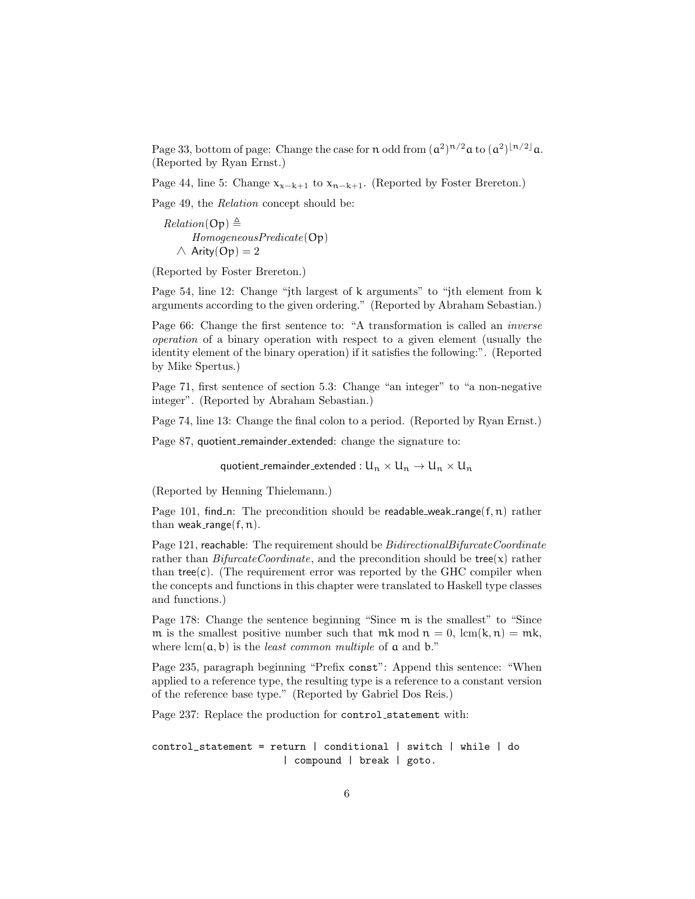Page 33, bottom of page: Change the case for $n$ odd from $(a^2)^{n/2}a$ to $(a^2)^{\lfloor n/2 \rfloor}a$. (Reported by Ryan Ernst.)

Page 44, line 5: Change $x_{x-k+1}$ to $x_{n-k+1}$. (Reported by Foster Brereton.)

Page 49, the *Relation* concept should be:

$$
\begin{aligned}
&\mathit{Relation}(\mathsf{Op}) \triangleq \\
&\quad\quad \mathit{HomogeneousPredicate}(\mathsf{Op}) \\
&\quad \wedge\ \mathsf{Arity}(\mathsf{Op}) = 2
\end{aligned}
$$

(Reported by Foster Brereton.)

Page 54, line 12: Change "jth largest of k arguments" to "jth element from k arguments according to the given ordering." (Reported by Abraham Sebastian.)

Page 66: Change the first sentence to: "A transformation is called an *inverse operation* of a binary operation with respect to a given element (usually the identity element of the binary operation) if it satisfies the following:". (Reported by Mike Spertus.)

Page 71, first sentence of section 5.3: Change "an integer" to "a non-negative integer". (Reported by Abraham Sebastian.)

Page 74, line 13: Change the final colon to a period. (Reported by Ryan Ernst.)

Page 87, quotient_remainder_extended: change the signature to:

$$\mathsf{quotient\_remainder\_extended} : U_n \times U_n \to U_n \times U_n$$

(Reported by Henning Thielemann.)

Page 101, find_n: The precondition should be $\mathsf{readable\_weak\_range}(f, n)$ rather than $\mathsf{weak\_range}(f, n)$.

Page 121, reachable: The requirement should be *BidirectionalBifurcateCoordinate* rather than *BifurcateCoordinate*, and the precondition should be $\mathsf{tree}(x)$ rather than $\mathsf{tree}(c)$. (The requirement error was reported by the GHC compiler when the concepts and functions in this chapter were translated to Haskell type classes and functions.)

Page 178: Change the sentence beginning "Since $m$ is the smallest" to "Since $m$ is the smallest positive number such that $mk \bmod n = 0$, $\mathrm{lcm}(k, n) = mk$, where $\mathrm{lcm}(a, b)$ is the *least common multiple* of $a$ and $b$."

Page 235, paragraph beginning "Prefix `const`": Append this sentence: "When applied to a reference type, the resulting type is a reference to a constant version of the reference base type." (Reported by Gabriel Dos Reis.)

Page 237: Replace the production for `control_statement` with:

```
control_statement = return | conditional | switch | while | do
                    | compound | break | goto.
```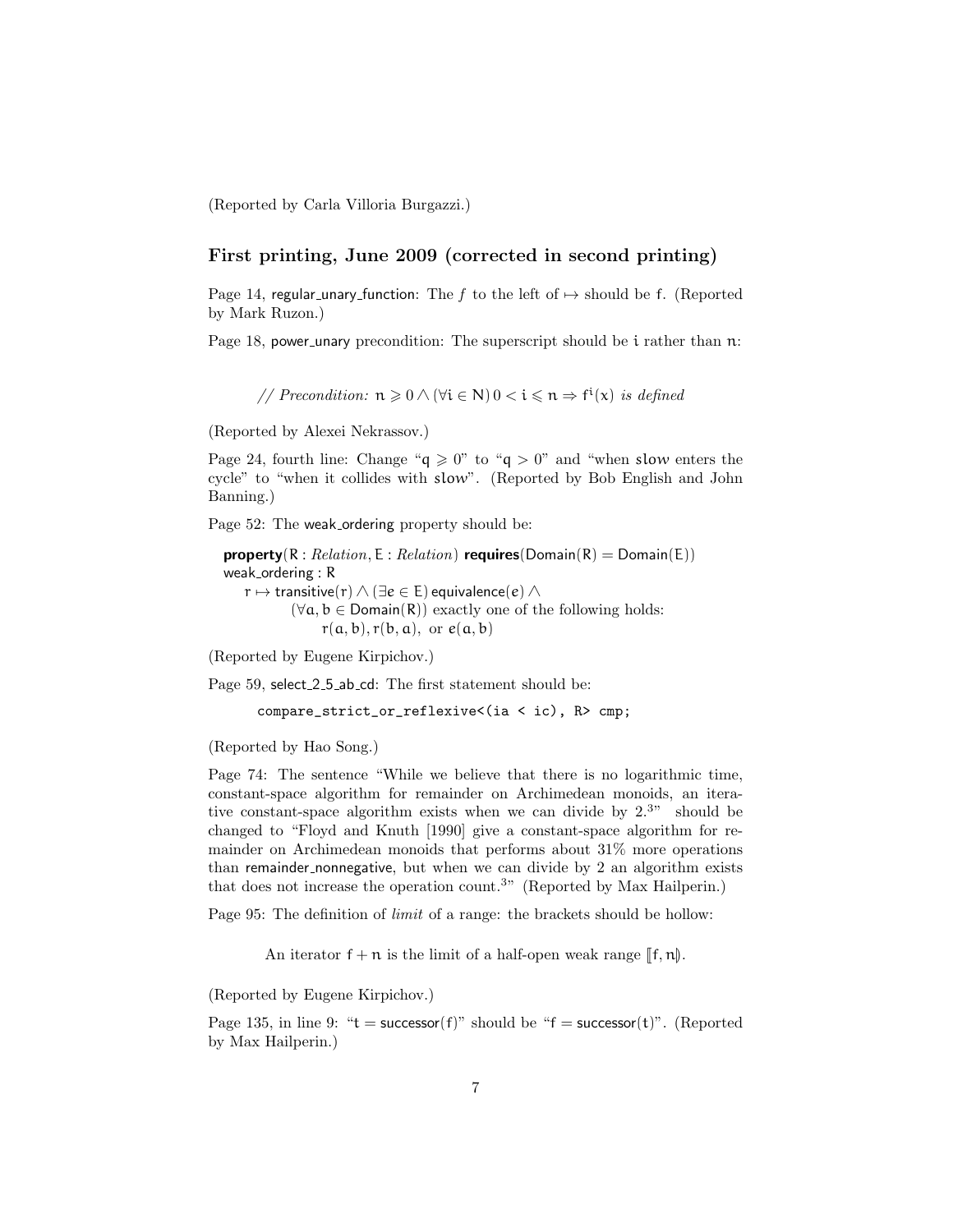(Reported by Carla Villoria Burgazzi.)

### First printing, June 2009 (corrected in second printing)

Page 14, regular_unary_function: The $f$ to the left of $\mapsto$ should be $\mathsf{f}$. (Reported by Mark Ruzon.)

Page 18, power_unary precondition: The superscript should be $i$ rather than $n$:

$$// \textit{ Precondition: } n \geqslant 0 \wedge (\forall i \in N)\, 0 < i \leqslant n \Rightarrow f^i(x) \textit{ is defined}$$

(Reported by Alexei Nekrassov.)

Page 24, fourth line: Change "$q \geqslant 0$" to "$q > 0$" and "when slow enters the cycle" to "when it collides with slow". (Reported by Bob English and John Banning.)

Page 52: The weak_ordering property should be:

**property**($\mathsf{R}$ : *Relation*, $\mathsf{E}$ : *Relation*) **requires**($\mathsf{Domain}(R) = \mathsf{Domain}(E)$)
weak_ordering : R
  $r \mapsto \mathsf{transitive}(r) \wedge (\exists e \in E)\, \mathsf{equivalence}(e) \wedge$
    $(\forall a, b \in \mathsf{Domain}(R))$ exactly one of the following holds:
      $r(a, b), r(b, a),$ or $e(a, b)$

(Reported by Eugene Kirpichov.)

Page 59, select_2_5_ab_cd: The first statement should be:

```
compare_strict_or_reflexive<(ia < ic), R> cmp;
```

(Reported by Hao Song.)

Page 74: The sentence "While we believe that there is no logarithmic time, constant-space algorithm for remainder on Archimedean monoids, an iterative constant-space algorithm exists when we can divide by 2.[3]" should be changed to "Floyd and Knuth [1990] give a constant-space algorithm for remainder on Archimedean monoids that performs about 31% more operations than remainder_nonnegative, but when we can divide by 2 an algorithm exists that does not increase the operation count.[3]" (Reported by Max Hailperin.)

Page 95: The definition of *limit* of a range: the brackets should be hollow:

An iterator $f + n$ is the limit of a half-open weak range $[\![f, n)\!)$.

(Reported by Eugene Kirpichov.)

Page 135, in line 9: "$t = \mathsf{successor}(f)$" should be "$f = \mathsf{successor}(t)$". (Reported by Max Hailperin.)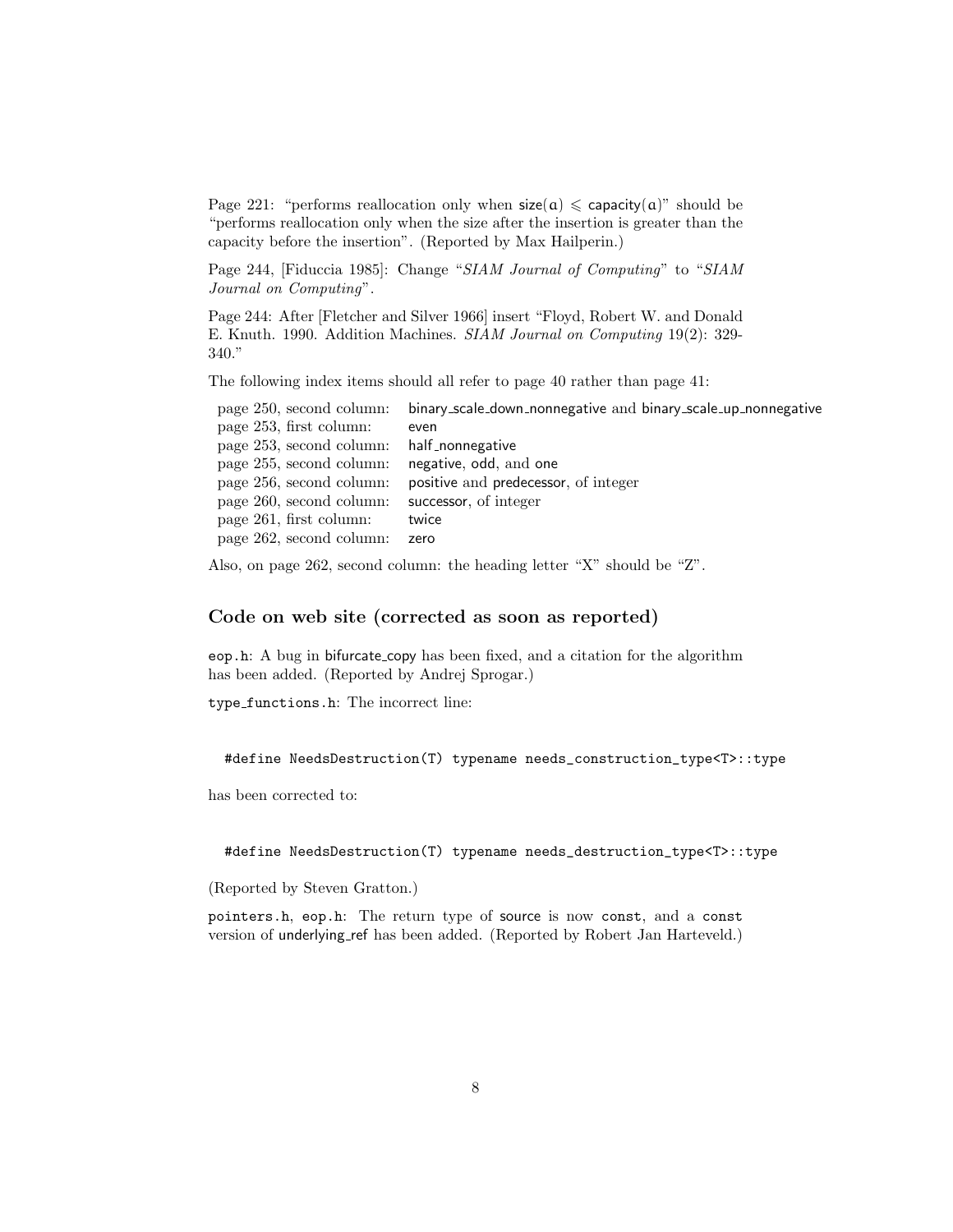Page 221: "performs reallocation only when $\mathsf{size}(a) \leqslant \mathsf{capacity}(a)$" should be "performs reallocation only when the size after the insertion is greater than the capacity before the insertion". (Reported by Max Hailperin.)

Page 244, [Fiduccia 1985]: Change "*SIAM Journal of Computing*" to "*SIAM Journal on Computing*".

Page 244: After [Fletcher and Silver 1966] insert "Floyd, Robert W. and Donald E. Knuth. 1990. Addition Machines. *SIAM Journal on Computing* 19(2): 329-340."

The following index items should all refer to page 40 rather than page 41:

| | |
|---|---|
| page 250, second column: | binary_scale_down_nonnegative and binary_scale_up_nonnegative |
| page 253, first column: | even |
| page 253, second column: | half_nonnegative |
| page 255, second column: | negative, odd, and one |
| page 256, second column: | positive and predecessor, of integer |
| page 260, second column: | successor, of integer |
| page 261, first column: | twice |
| page 262, second column: | zero |

Also, on page 262, second column: the heading letter "X" should be "Z".

### Code on web site (corrected as soon as reported)

`eop.h`: A bug in bifurcate_copy has been fixed, and a citation for the algorithm has been added. (Reported by Andrej Sprogar.)

`type_functions.h`: The incorrect line:

```
#define NeedsDestruction(T) typename needs_construction_type<T>::type
```

has been corrected to:

```
#define NeedsDestruction(T) typename needs_destruction_type<T>::type
```

(Reported by Steven Gratton.)

`pointers.h`, `eop.h`: The return type of source is now `const`, and a `const` version of underlying_ref has been added. (Reported by Robert Jan Harteveld.)